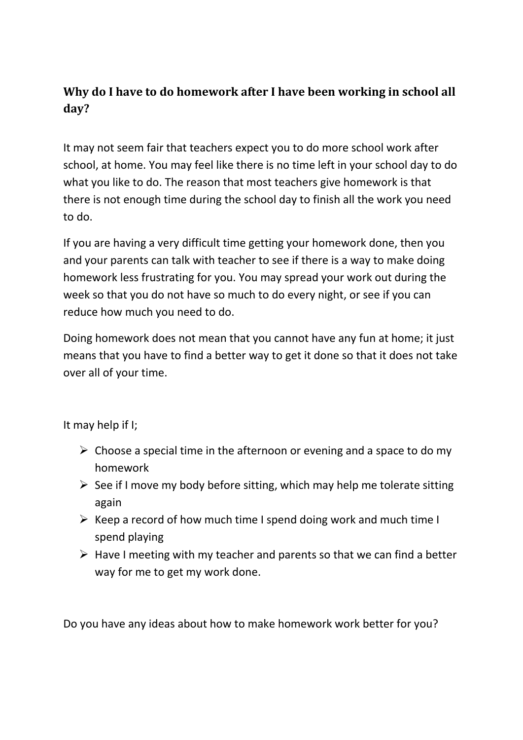**Why do I have to do homework after I have been working in school all day?**

It may not seem fair that teachers expect you to do more school work after school, at home. You may feel like there is no time left in your school day to do what you like to do. The reason that most teachers give homework is that there is not enough time during the school day to finish all the work you need to do.

If you are having a very difficult time getting your homework done, then you and your parents can talk with teacher to see if there is a way to make doing homework less frustrating for you. You may spread your work out during the week so that you do not have so much to do every night, or see if you can reduce how much you need to do.

Doing homework does not mean that you cannot have any fun at home; it just means that you have to find a better way to get it done so that it does not take over all of your time.

It may help if I;

- Choose a special time in the afternoon or evening and a space to do my homework
- See if I move my body before sitting, which may help me tolerate sitting again
- Keep a record of how much time I spend doing work and much time I spend playing
- Have I meeting with my teacher and parents so that we can find a better way for me to get my work done.

Do you have any ideas about how to make homework work better for you?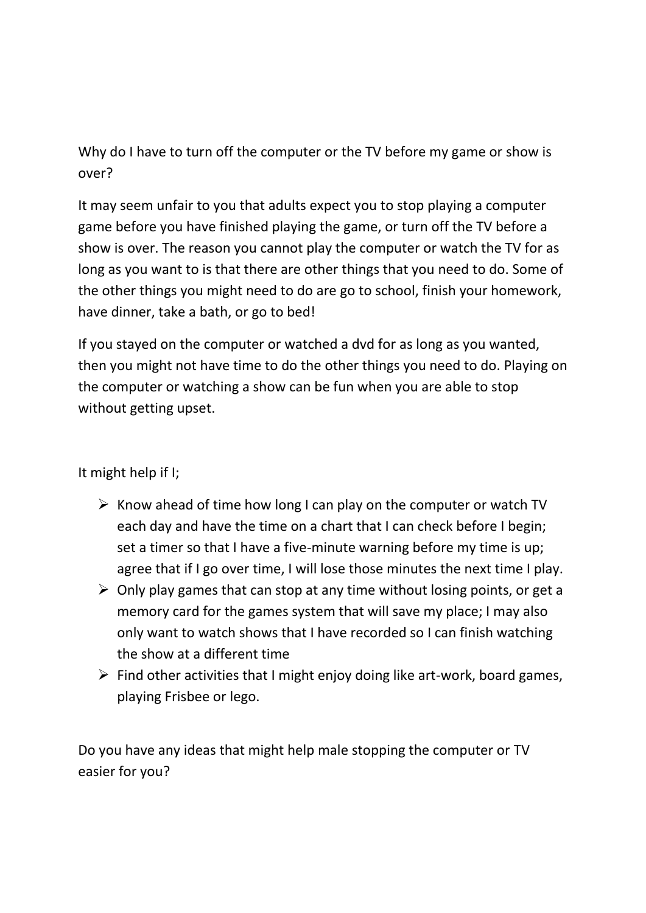Why do I have to turn off the computer or the TV before my game or show is over?

It may seem unfair to you that adults expect you to stop playing a computer game before you have finished playing the game, or turn off the TV before a show is over. The reason you cannot play the computer or watch the TV for as long as you want to is that there are other things that you need to do. Some of the other things you might need to do are go to school, finish your homework, have dinner, take a bath, or go to bed!

If you stayed on the computer or watched a dvd for as long as you wanted, then you might not have time to do the other things you need to do. Playing on the computer or watching a show can be fun when you are able to stop without getting upset.

It might help if I;

- Know ahead of time how long I can play on the computer or watch TV each day and have the time on a chart that I can check before I begin; set a timer so that I have a five-minute warning before my time is up; agree that if I go over time, I will lose those minutes the next time I play.
- Only play games that can stop at any time without losing points, or get a memory card for the games system that will save my place; I may also only want to watch shows that I have recorded so I can finish watching the show at a different time
- Find other activities that I might enjoy doing like art-work, board games, playing Frisbee or lego.

Do you have any ideas that might help male stopping the computer or TV easier for you?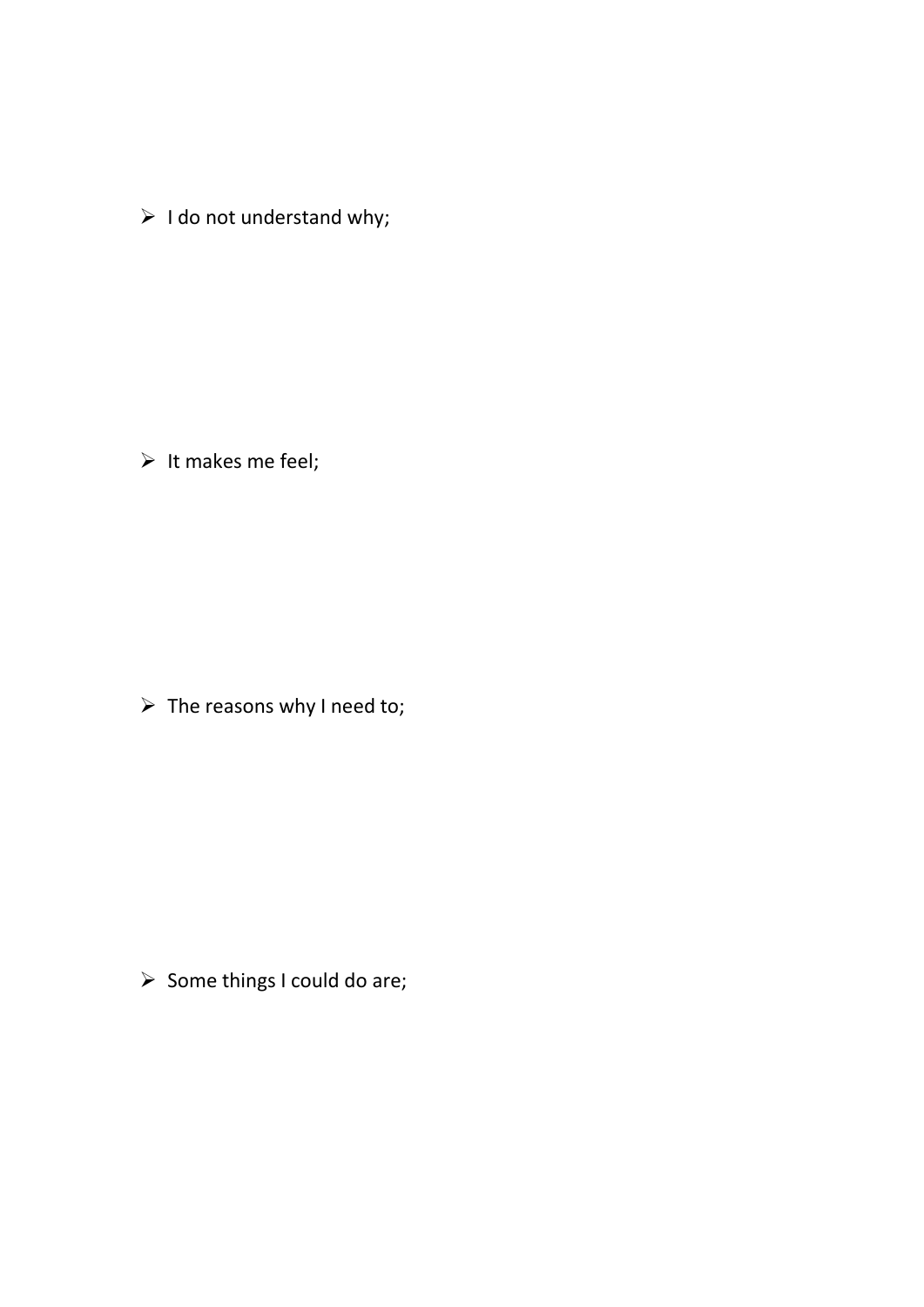- I do not understand why;

- It makes me feel;

- The reasons why I need to;

- Some things I could do are;